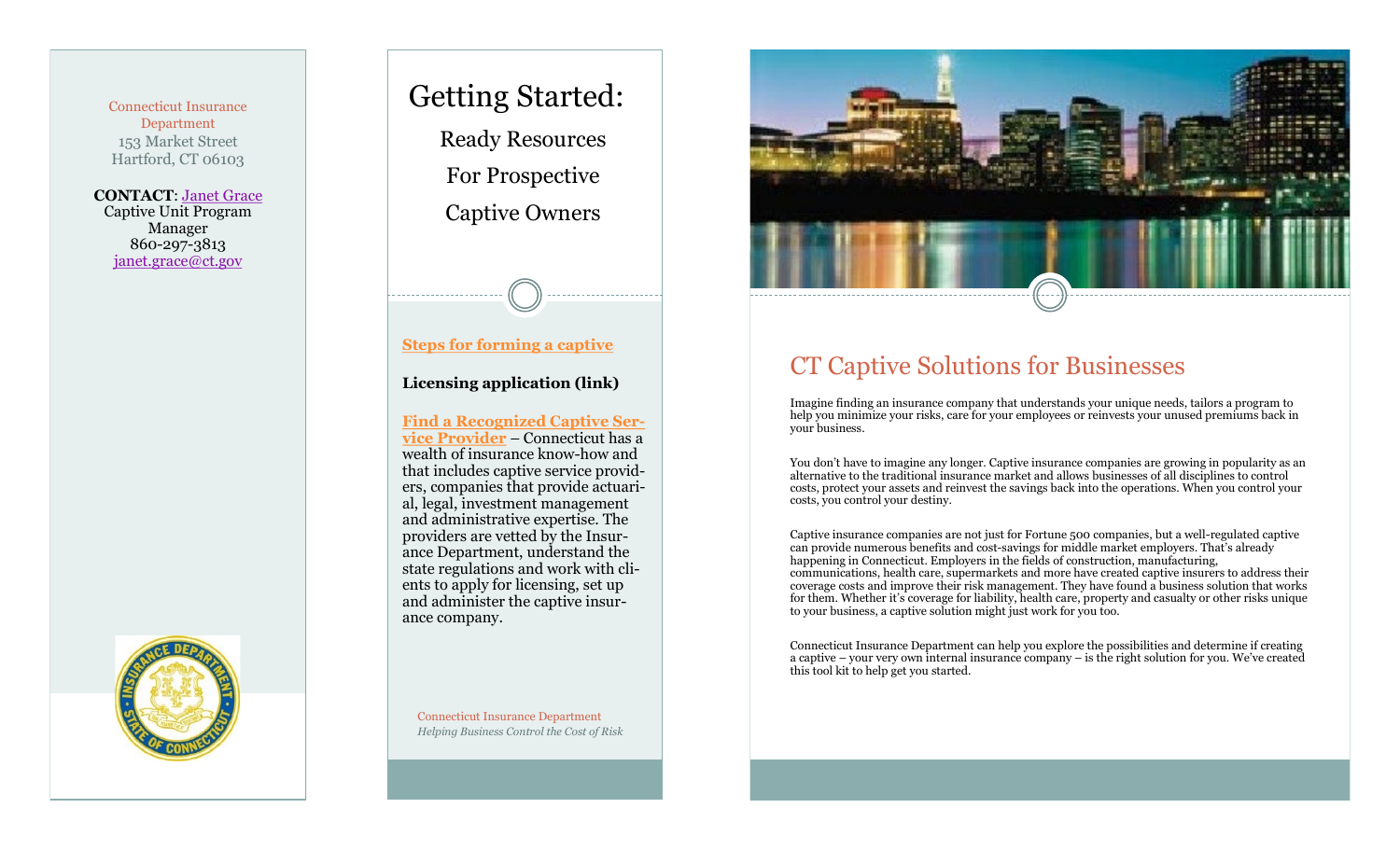Connecticut Insurance Department
153 Market Street
Hartford, CT 06103

**CONTACT**: Janet Grace
Captive Unit Program Manager
860-297-3813
janet.grace@ct.gov

# Getting Started:

## Ready Resources For Prospective Captive Owners

**Steps for forming a captive**

**Licensing application (link)**

**Find a Recognized Captive Service Provider** – Connecticut has a wealth of insurance know-how and that includes captive service providers, companies that provide actuarial, legal, investment management and administrative expertise. The providers are vetted by the Insurance Department, understand the state regulations and work with clients to apply for licensing, set up and administer the captive insurance company.

Connecticut Insurance Department
*Helping Business Control the Cost of Risk*

# CT Captive Solutions for Businesses

Imagine finding an insurance company that understands your unique needs, tailors a program to help you minimize your risks, care for your employees or reinvests your unused premiums back in your business.

You don't have to imagine any longer. Captive insurance companies are growing in popularity as an alternative to the traditional insurance market and allows businesses of all disciplines to control costs, protect your assets and reinvest the savings back into the operations. When you control your costs, you control your destiny.

Captive insurance companies are not just for Fortune 500 companies, but a well-regulated captive can provide numerous benefits and cost-savings for middle market employers. That's already happening in Connecticut. Employers in the fields of construction, manufacturing, communications, health care, supermarkets and more have created captive insurers to address their coverage costs and improve their risk management. They have found a business solution that works for them. Whether it's coverage for liability, health care, property and casualty or other risks unique to your business, a captive solution might just work for you too.

Connecticut Insurance Department can help you explore the possibilities and determine if creating a captive – your very own internal insurance company – is the right solution for you. We've created this tool kit to help get you started.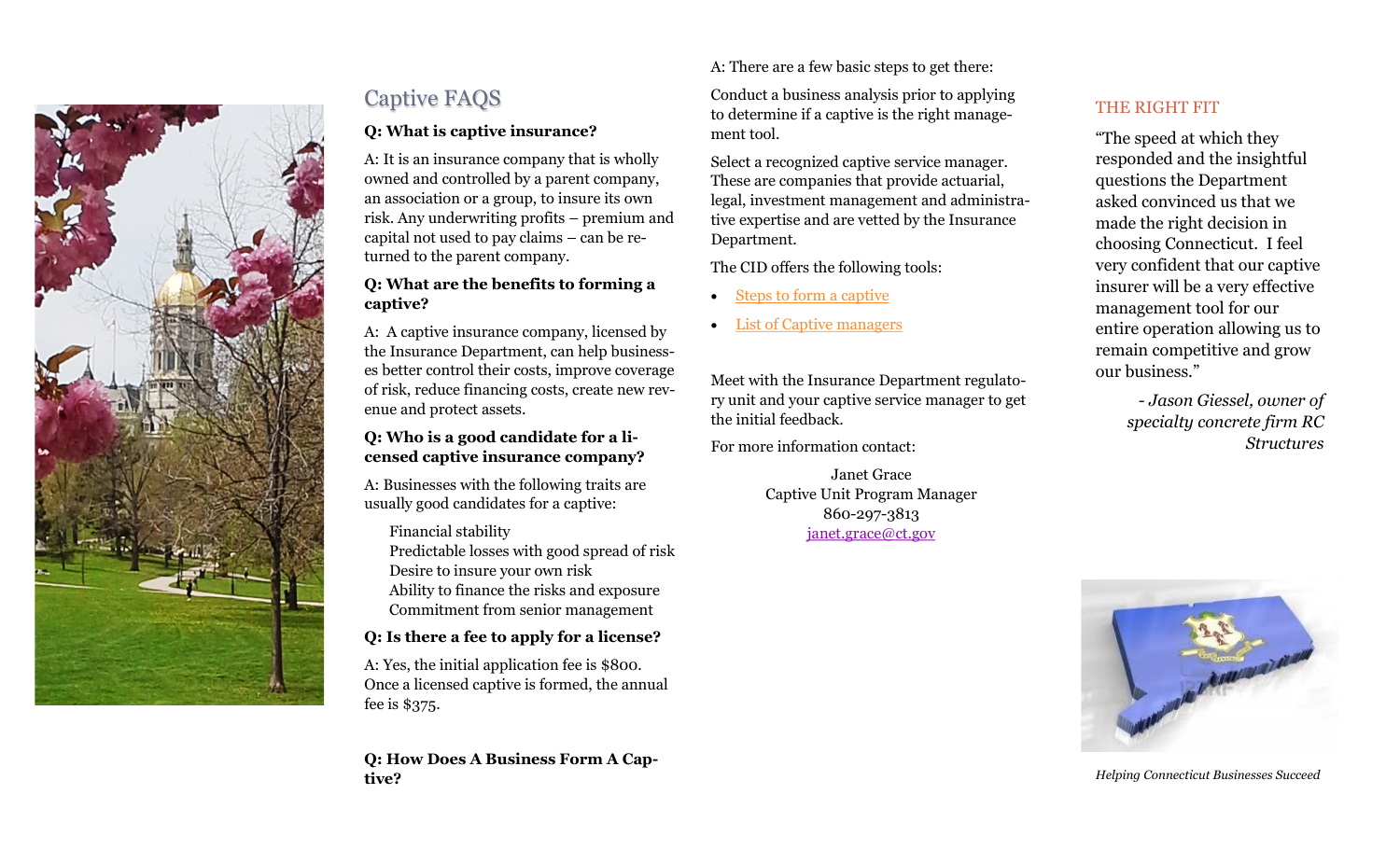## Captive FAQS

**Q: What is captive insurance?**

A: It is an insurance company that is wholly owned and controlled by a parent company, an association or a group, to insure its own risk. Any underwriting profits – premium and capital not used to pay claims – can be returned to the parent company.

**Q: What are the benefits to forming a captive?**

A: A captive insurance company, licensed by the Insurance Department, can help businesses better control their costs, improve coverage of risk, reduce financing costs, create new revenue and protect assets.

**Q: Who is a good candidate for a licensed captive insurance company?**

A: Businesses with the following traits are usually good candidates for a captive:

Financial stability
Predictable losses with good spread of risk
Desire to insure your own risk
Ability to finance the risks and exposure
Commitment from senior management

**Q: Is there a fee to apply for a license?**

A: Yes, the initial application fee is $800. Once a licensed captive is formed, the annual fee is $375.

**Q: How Does A Business Form A Captive?**

A: There are a few basic steps to get there:

Conduct a business analysis prior to applying to determine if a captive is the right management tool.

Select a recognized captive service manager. These are companies that provide actuarial, legal, investment management and administrative expertise and are vetted by the Insurance Department.

The CID offers the following tools:

- Steps to form a captive
- List of Captive managers

Meet with the Insurance Department regulatory unit and your captive service manager to get the initial feedback.

For more information contact:

Janet Grace
Captive Unit Program Manager
860-297-3813
janet.grace@ct.gov

### THE RIGHT FIT

"The speed at which they responded and the insightful questions the Department asked convinced us that we made the right decision in choosing Connecticut. I feel very confident that our captive insurer will be a very effective management tool for our entire operation allowing us to remain competitive and grow our business."

*- Jason Giessel, owner of specialty concrete firm RC Structures*

*Helping Connecticut Businesses Succeed*